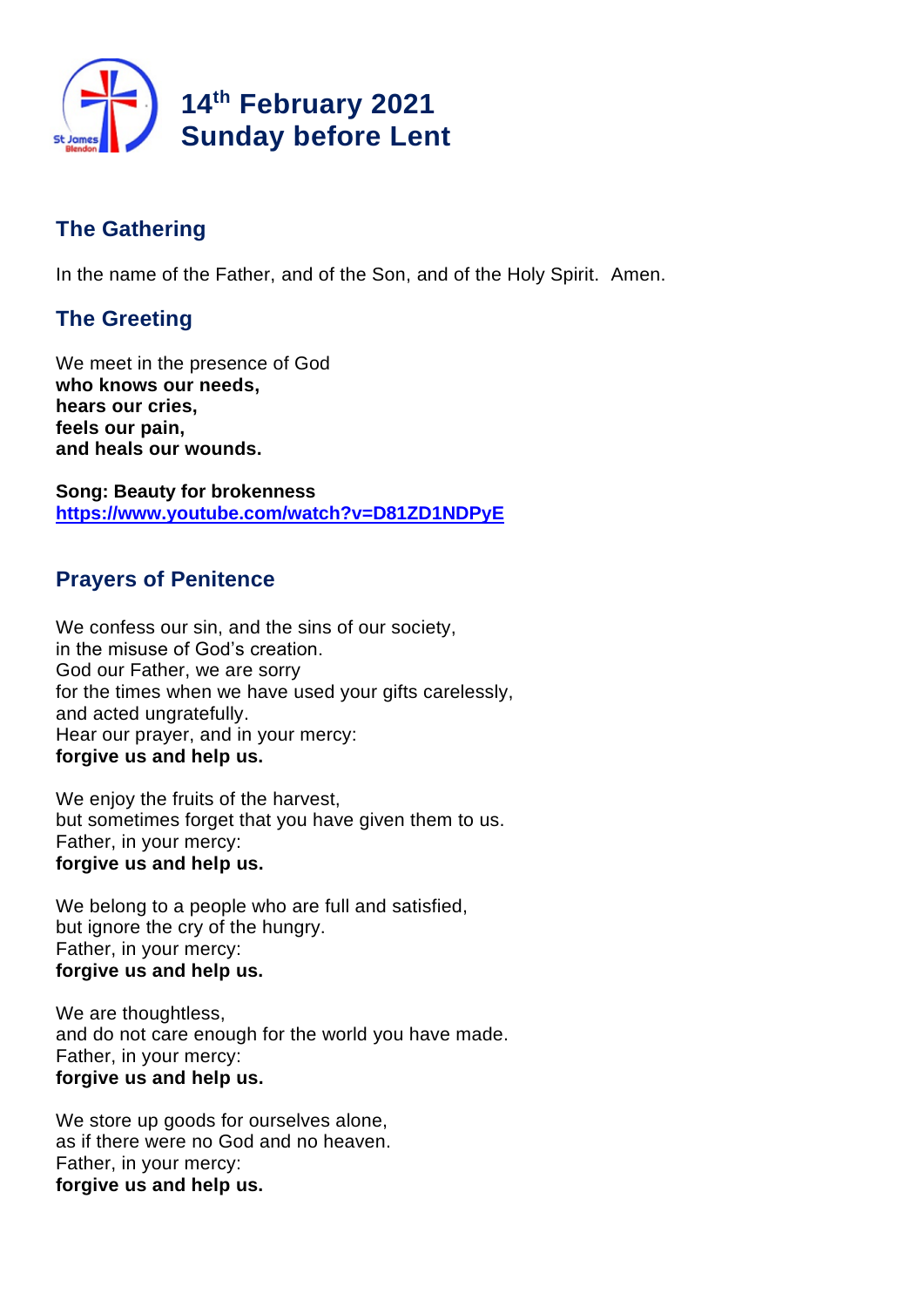# 14th February 2021
# Sunday before Lent

## The Gathering

In the name of the Father, and of the Son, and of the Holy Spirit. Amen.

## The Greeting

We meet in the presence of God
**who knows our needs,**
**hears our cries,**
**feels our pain,**
**and heals our wounds.**

**Song: Beauty for brokenness**
**https://www.youtube.com/watch?v=D81ZD1NDPyE**

## Prayers of Penitence

We confess our sin, and the sins of our society,
in the misuse of God's creation.
God our Father, we are sorry
for the times when we have used your gifts carelessly,
and acted ungratefully.
Hear our prayer, and in your mercy:
**forgive us and help us.**

We enjoy the fruits of the harvest,
but sometimes forget that you have given them to us.
Father, in your mercy:
**forgive us and help us.**

We belong to a people who are full and satisfied,
but ignore the cry of the hungry.
Father, in your mercy:
**forgive us and help us.**

We are thoughtless,
and do not care enough for the world you have made.
Father, in your mercy:
**forgive us and help us.**

We store up goods for ourselves alone,
as if there were no God and no heaven.
Father, in your mercy:
**forgive us and help us.**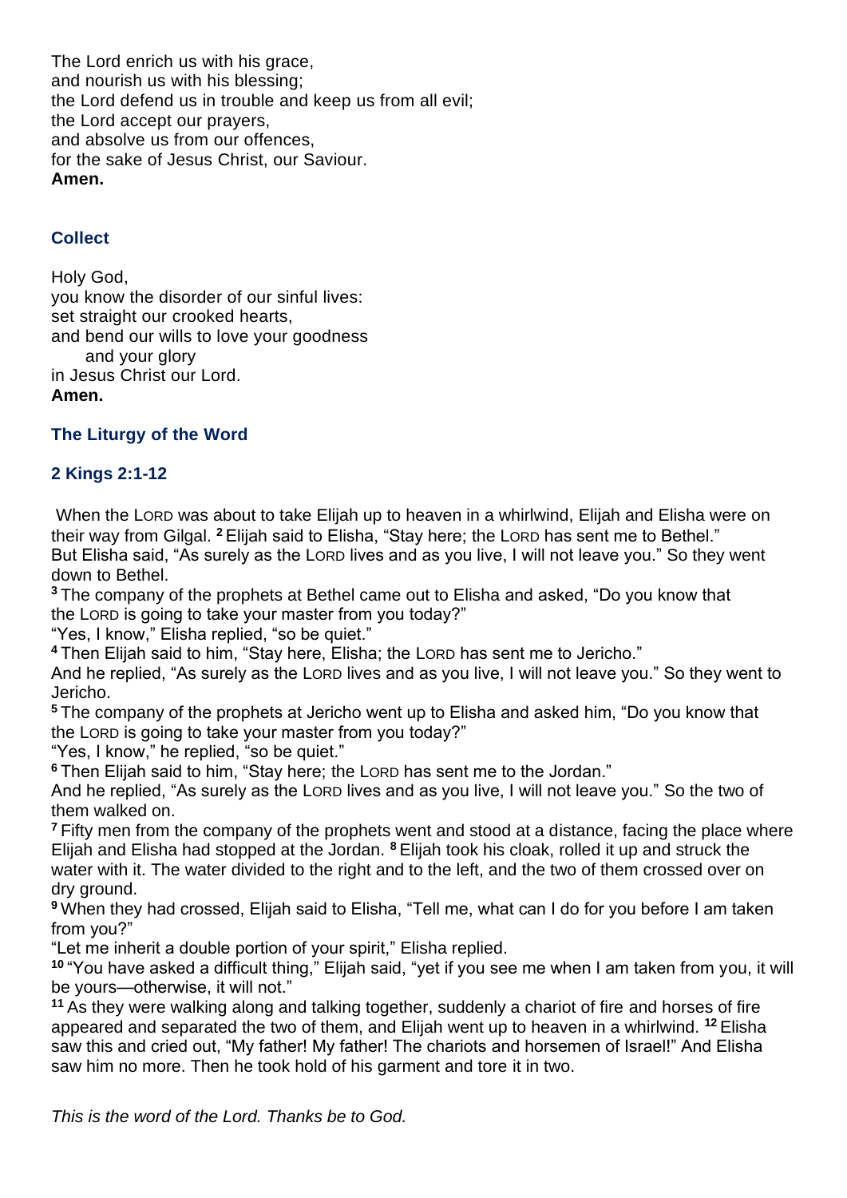The Lord enrich us with his grace,
and nourish us with his blessing;
the Lord defend us in trouble and keep us from all evil;
the Lord accept our prayers,
and absolve us from our offences,
for the sake of Jesus Christ, our Saviour.
**Amen.**

### Collect

Holy God,
you know the disorder of our sinful lives:
set straight our crooked hearts,
and bend our wills to love your goodness
and your glory
in Jesus Christ our Lord.
**Amen.**

### The Liturgy of the Word

### 2 Kings 2:1-12

When the LORD was about to take Elijah up to heaven in a whirlwind, Elijah and Elisha were on their way from Gilgal. [2] Elijah said to Elisha, "Stay here; the LORD has sent me to Bethel."
But Elisha said, "As surely as the LORD lives and as you live, I will not leave you." So they went down to Bethel.
[3] The company of the prophets at Bethel came out to Elisha and asked, "Do you know that the LORD is going to take your master from you today?"
"Yes, I know," Elisha replied, "so be quiet."
[4] Then Elijah said to him, "Stay here, Elisha; the LORD has sent me to Jericho."
And he replied, "As surely as the LORD lives and as you live, I will not leave you." So they went to Jericho.
[5] The company of the prophets at Jericho went up to Elisha and asked him, "Do you know that the LORD is going to take your master from you today?"
"Yes, I know," he replied, "so be quiet."
[6] Then Elijah said to him, "Stay here; the LORD has sent me to the Jordan."
And he replied, "As surely as the LORD lives and as you live, I will not leave you." So the two of them walked on.
[7] Fifty men from the company of the prophets went and stood at a distance, facing the place where Elijah and Elisha had stopped at the Jordan. [8] Elijah took his cloak, rolled it up and struck the water with it. The water divided to the right and to the left, and the two of them crossed over on dry ground.
[9] When they had crossed, Elijah said to Elisha, "Tell me, what can I do for you before I am taken from you?"
"Let me inherit a double portion of your spirit," Elisha replied.
[10] "You have asked a difficult thing," Elijah said, "yet if you see me when I am taken from you, it will be yours—otherwise, it will not."
[11] As they were walking along and talking together, suddenly a chariot of fire and horses of fire appeared and separated the two of them, and Elijah went up to heaven in a whirlwind. [12] Elisha saw this and cried out, "My father! My father! The chariots and horsemen of Israel!" And Elisha saw him no more. Then he took hold of his garment and tore it in two.

*This is the word of the Lord. Thanks be to God.*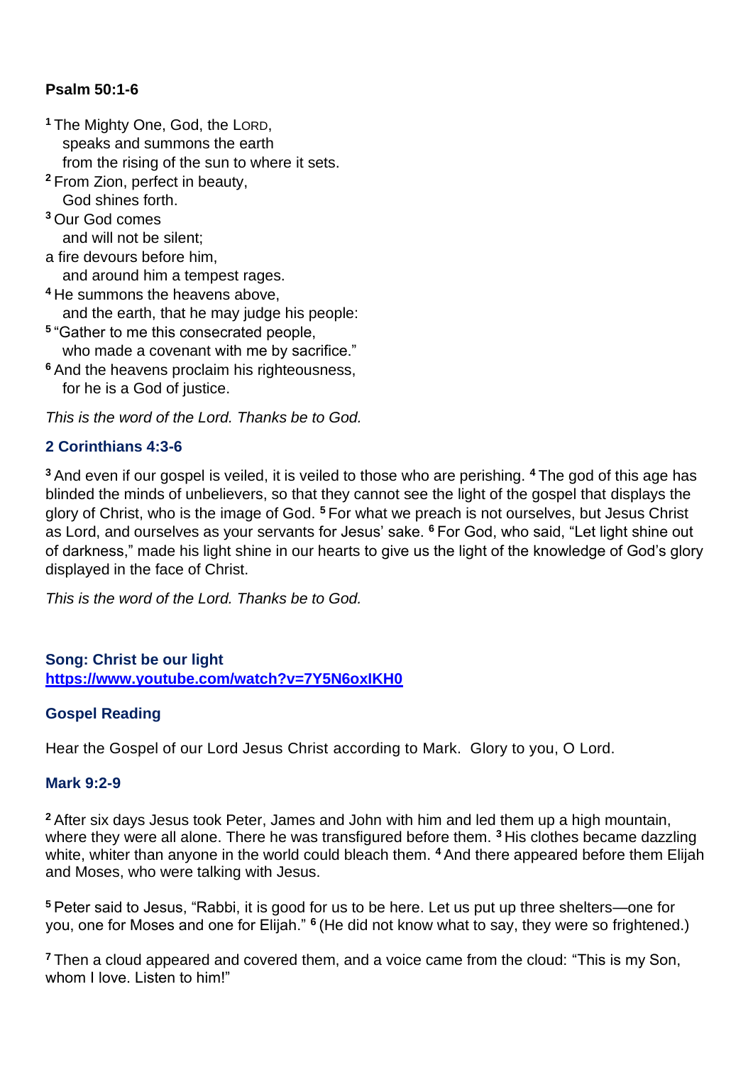**Psalm 50:1-6**

[1] The Mighty One, God, the LORD,
speaks and summons the earth
from the rising of the sun to where it sets.
[2] From Zion, perfect in beauty,
God shines forth.
[3] Our God comes
and will not be silent;
a fire devours before him,
and around him a tempest rages.
[4] He summons the heavens above,
and the earth, that he may judge his people:
[5] "Gather to me this consecrated people,
who made a covenant with me by sacrifice."
[6] And the heavens proclaim his righteousness,
for he is a God of justice.

*This is the word of the Lord. Thanks be to God.*

**2 Corinthians 4:3-6**

[3] And even if our gospel is veiled, it is veiled to those who are perishing. [4] The god of this age has blinded the minds of unbelievers, so that they cannot see the light of the gospel that displays the glory of Christ, who is the image of God. [5] For what we preach is not ourselves, but Jesus Christ as Lord, and ourselves as your servants for Jesus' sake. [6] For God, who said, "Let light shine out of darkness," made his light shine in our hearts to give us the light of the knowledge of God's glory displayed in the face of Christ.

*This is the word of the Lord. Thanks be to God.*

**Song: Christ be our light**
**https://www.youtube.com/watch?v=7Y5N6oxIKH0**

**Gospel Reading**

Hear the Gospel of our Lord Jesus Christ according to Mark. Glory to you, O Lord.

**Mark 9:2-9**

[2] After six days Jesus took Peter, James and John with him and led them up a high mountain, where they were all alone. There he was transfigured before them. [3] His clothes became dazzling white, whiter than anyone in the world could bleach them. [4] And there appeared before them Elijah and Moses, who were talking with Jesus.

[5] Peter said to Jesus, "Rabbi, it is good for us to be here. Let us put up three shelters—one for you, one for Moses and one for Elijah." [6] (He did not know what to say, they were so frightened.)

[7] Then a cloud appeared and covered them, and a voice came from the cloud: "This is my Son, whom I love. Listen to him!"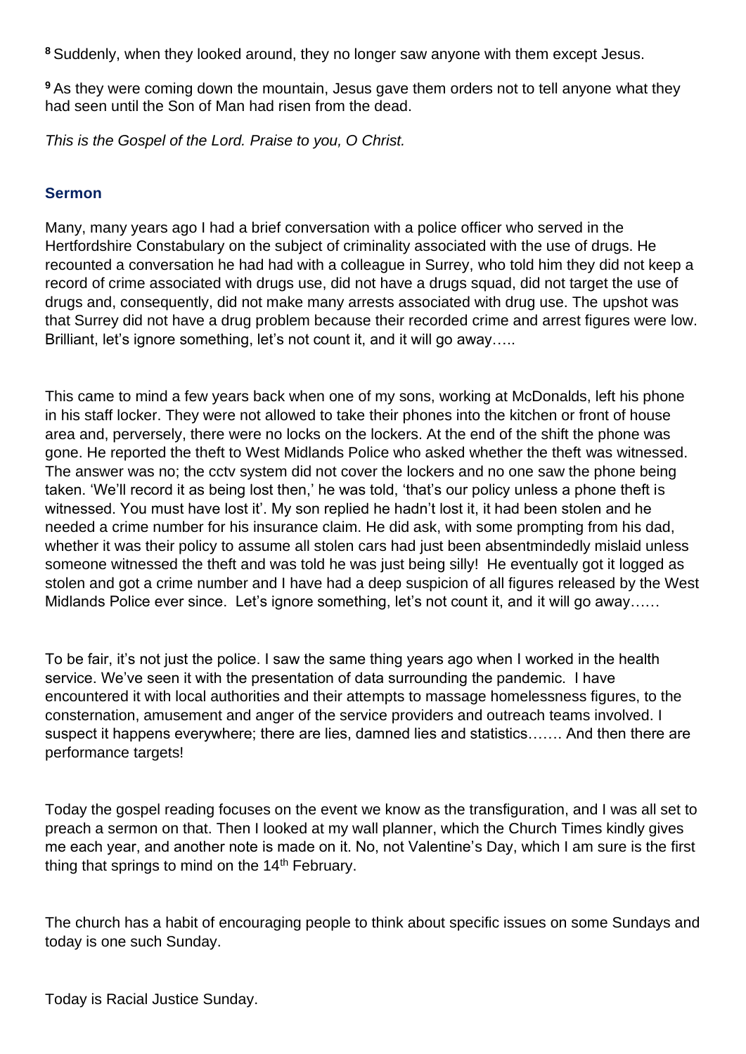[8] Suddenly, when they looked around, they no longer saw anyone with them except Jesus.

[9] As they were coming down the mountain, Jesus gave them orders not to tell anyone what they had seen until the Son of Man had risen from the dead.

*This is the Gospel of the Lord. Praise to you, O Christ.*

### Sermon

Many, many years ago I had a brief conversation with a police officer who served in the Hertfordshire Constabulary on the subject of criminality associated with the use of drugs. He recounted a conversation he had had with a colleague in Surrey, who told him they did not keep a record of crime associated with drugs use, did not have a drugs squad, did not target the use of drugs and, consequently, did not make many arrests associated with drug use. The upshot was that Surrey did not have a drug problem because their recorded crime and arrest figures were low. Brilliant, let's ignore something, let's not count it, and it will go away…..

This came to mind a few years back when one of my sons, working at McDonalds, left his phone in his staff locker. They were not allowed to take their phones into the kitchen or front of house area and, perversely, there were no locks on the lockers. At the end of the shift the phone was gone. He reported the theft to West Midlands Police who asked whether the theft was witnessed. The answer was no; the cctv system did not cover the lockers and no one saw the phone being taken. 'We'll record it as being lost then,' he was told, 'that's our policy unless a phone theft is witnessed. You must have lost it'. My son replied he hadn't lost it, it had been stolen and he needed a crime number for his insurance claim. He did ask, with some prompting from his dad, whether it was their policy to assume all stolen cars had just been absentmindedly mislaid unless someone witnessed the theft and was told he was just being silly! He eventually got it logged as stolen and got a crime number and I have had a deep suspicion of all figures released by the West Midlands Police ever since. Let's ignore something, let's not count it, and it will go away……

To be fair, it's not just the police. I saw the same thing years ago when I worked in the health service. We've seen it with the presentation of data surrounding the pandemic. I have encountered it with local authorities and their attempts to massage homelessness figures, to the consternation, amusement and anger of the service providers and outreach teams involved. I suspect it happens everywhere; there are lies, damned lies and statistics……. And then there are performance targets!

Today the gospel reading focuses on the event we know as the transfiguration, and I was all set to preach a sermon on that. Then I looked at my wall planner, which the Church Times kindly gives me each year, and another note is made on it. No, not Valentine's Day, which I am sure is the first thing that springs to mind on the 14th February.

The church has a habit of encouraging people to think about specific issues on some Sundays and today is one such Sunday.

Today is Racial Justice Sunday.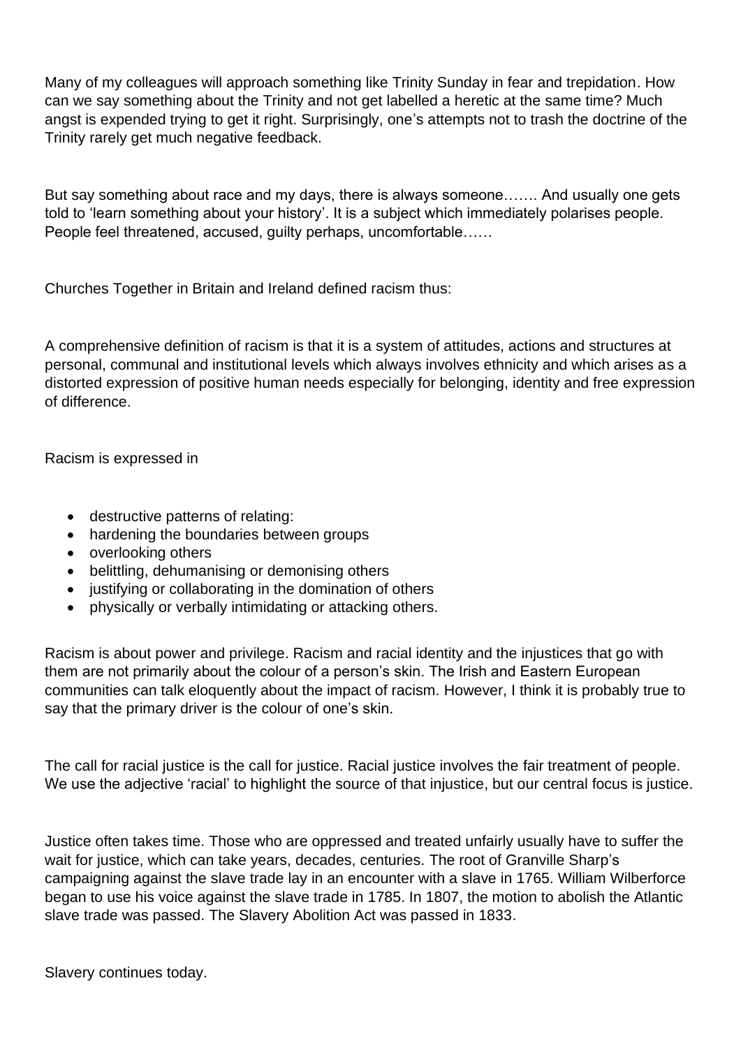Many of my colleagues will approach something like Trinity Sunday in fear and trepidation. How can we say something about the Trinity and not get labelled a heretic at the same time? Much angst is expended trying to get it right. Surprisingly, one's attempts not to trash the doctrine of the Trinity rarely get much negative feedback.

But say something about race and my days, there is always someone……. And usually one gets told to 'learn something about your history'. It is a subject which immediately polarises people. People feel threatened, accused, guilty perhaps, uncomfortable……

Churches Together in Britain and Ireland defined racism thus:

A comprehensive definition of racism is that it is a system of attitudes, actions and structures at personal, communal and institutional levels which always involves ethnicity and which arises as a distorted expression of positive human needs especially for belonging, identity and free expression of difference.

Racism is expressed in

- destructive patterns of relating:
- hardening the boundaries between groups
- overlooking others
- belittling, dehumanising or demonising others
- justifying or collaborating in the domination of others
- physically or verbally intimidating or attacking others.

Racism is about power and privilege. Racism and racial identity and the injustices that go with them are not primarily about the colour of a person's skin. The Irish and Eastern European communities can talk eloquently about the impact of racism. However, I think it is probably true to say that the primary driver is the colour of one's skin.

The call for racial justice is the call for justice. Racial justice involves the fair treatment of people. We use the adjective 'racial' to highlight the source of that injustice, but our central focus is justice.

Justice often takes time. Those who are oppressed and treated unfairly usually have to suffer the wait for justice, which can take years, decades, centuries. The root of Granville Sharp's campaigning against the slave trade lay in an encounter with a slave in 1765. William Wilberforce began to use his voice against the slave trade in 1785. In 1807, the motion to abolish the Atlantic slave trade was passed. The Slavery Abolition Act was passed in 1833.

Slavery continues today.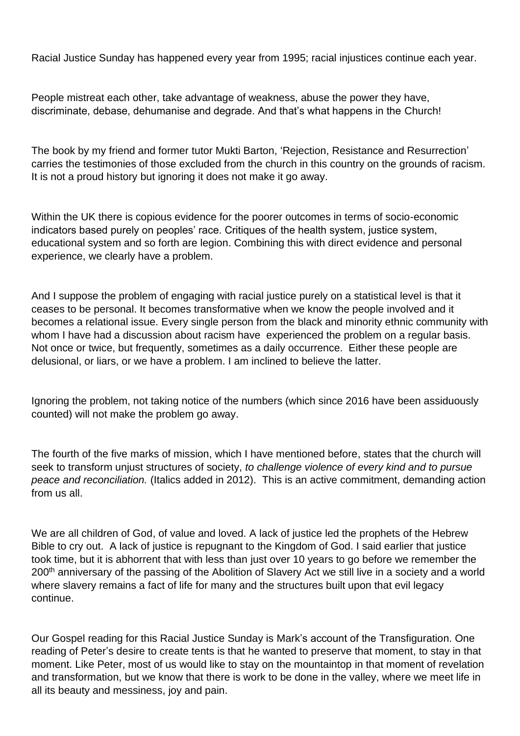Racial Justice Sunday has happened every year from 1995; racial injustices continue each year.

People mistreat each other, take advantage of weakness, abuse the power they have, discriminate, debase, dehumanise and degrade. And that's what happens in the Church!

The book by my friend and former tutor Mukti Barton, 'Rejection, Resistance and Resurrection' carries the testimonies of those excluded from the church in this country on the grounds of racism. It is not a proud history but ignoring it does not make it go away.

Within the UK there is copious evidence for the poorer outcomes in terms of socio-economic indicators based purely on peoples' race. Critiques of the health system, justice system, educational system and so forth are legion. Combining this with direct evidence and personal experience, we clearly have a problem.

And I suppose the problem of engaging with racial justice purely on a statistical level is that it ceases to be personal. It becomes transformative when we know the people involved and it becomes a relational issue. Every single person from the black and minority ethnic community with whom I have had a discussion about racism have experienced the problem on a regular basis. Not once or twice, but frequently, sometimes as a daily occurrence. Either these people are delusional, or liars, or we have a problem. I am inclined to believe the latter.

Ignoring the problem, not taking notice of the numbers (which since 2016 have been assiduously counted) will not make the problem go away.

The fourth of the five marks of mission, which I have mentioned before, states that the church will seek to transform unjust structures of society, *to challenge violence of every kind and to pursue peace and reconciliation.* (Italics added in 2012). This is an active commitment, demanding action from us all.

We are all children of God, of value and loved. A lack of justice led the prophets of the Hebrew Bible to cry out. A lack of justice is repugnant to the Kingdom of God. I said earlier that justice took time, but it is abhorrent that with less than just over 10 years to go before we remember the 200th anniversary of the passing of the Abolition of Slavery Act we still live in a society and a world where slavery remains a fact of life for many and the structures built upon that evil legacy continue.

Our Gospel reading for this Racial Justice Sunday is Mark's account of the Transfiguration. One reading of Peter's desire to create tents is that he wanted to preserve that moment, to stay in that moment. Like Peter, most of us would like to stay on the mountaintop in that moment of revelation and transformation, but we know that there is work to be done in the valley, where we meet life in all its beauty and messiness, joy and pain.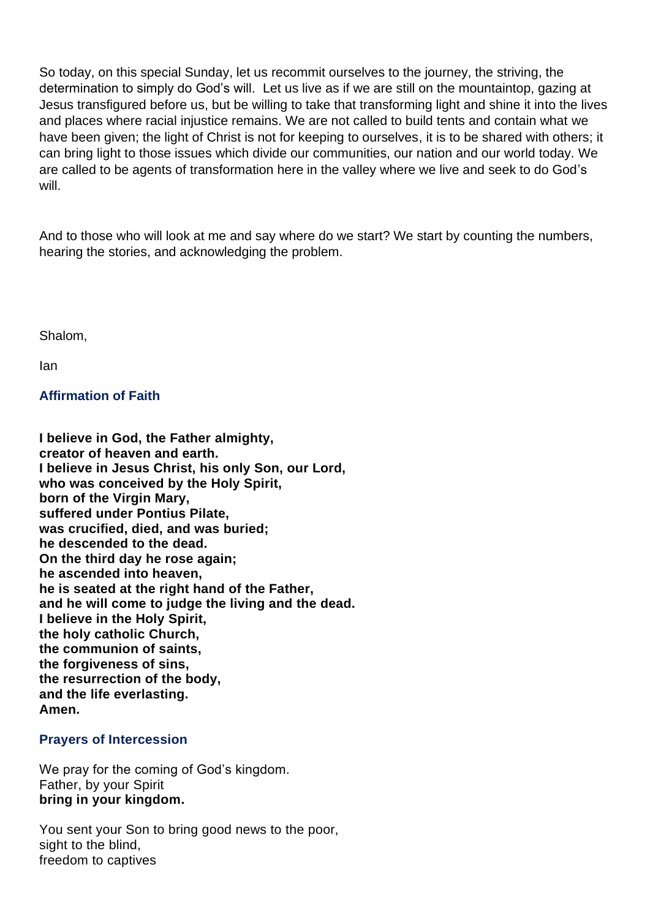So today, on this special Sunday, let us recommit ourselves to the journey, the striving, the determination to simply do God's will. Let us live as if we are still on the mountaintop, gazing at Jesus transfigured before us, but be willing to take that transforming light and shine it into the lives and places where racial injustice remains. We are not called to build tents and contain what we have been given; the light of Christ is not for keeping to ourselves, it is to be shared with others; it can bring light to those issues which divide our communities, our nation and our world today. We are called to be agents of transformation here in the valley where we live and seek to do God's will.

And to those who will look at me and say where do we start? We start by counting the numbers, hearing the stories, and acknowledging the problem.

Shalom,

Ian

### Affirmation of Faith

**I believe in God, the Father almighty,**
**creator of heaven and earth.**
**I believe in Jesus Christ, his only Son, our Lord,**
**who was conceived by the Holy Spirit,**
**born of the Virgin Mary,**
**suffered under Pontius Pilate,**
**was crucified, died, and was buried;**
**he descended to the dead.**
**On the third day he rose again;**
**he ascended into heaven,**
**he is seated at the right hand of the Father,**
**and he will come to judge the living and the dead.**
**I believe in the Holy Spirit,**
**the holy catholic Church,**
**the communion of saints,**
**the forgiveness of sins,**
**the resurrection of the body,**
**and the life everlasting.**
**Amen.**

### Prayers of Intercession

We pray for the coming of God's kingdom.
Father, by your Spirit
**bring in your kingdom.**

You sent your Son to bring good news to the poor,
sight to the blind,
freedom to captives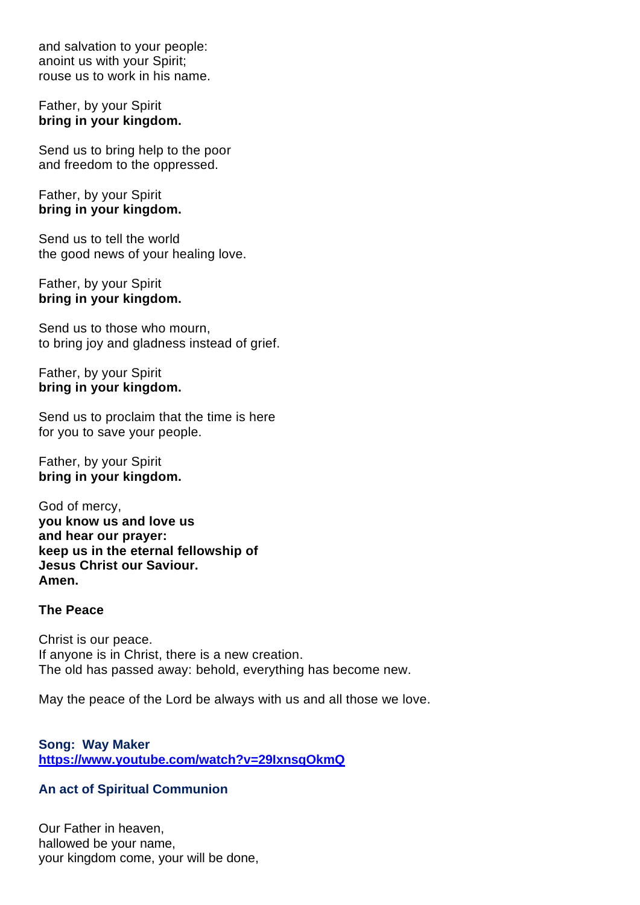and salvation to your people:
anoint us with your Spirit;
rouse us to work in his name.

Father, by your Spirit
**bring in your kingdom.**

Send us to bring help to the poor
and freedom to the oppressed.

Father, by your Spirit
**bring in your kingdom.**

Send us to tell the world
the good news of your healing love.

Father, by your Spirit
**bring in your kingdom.**

Send us to those who mourn,
to bring joy and gladness instead of grief.

Father, by your Spirit
**bring in your kingdom.**

Send us to proclaim that the time is here
for you to save your people.

Father, by your Spirit
**bring in your kingdom.**

God of mercy,
**you know us and love us**
**and hear our prayer:**
**keep us in the eternal fellowship of**
**Jesus Christ our Saviour.**
**Amen.**

**The Peace**

Christ is our peace.
If anyone is in Christ, there is a new creation.
The old has passed away: behold, everything has become new.

May the peace of the Lord be always with us and all those we love.

**Song: Way Maker**
**https://www.youtube.com/watch?v=29IxnsqOkmQ**

**An act of Spiritual Communion**

Our Father in heaven,
hallowed be your name,
your kingdom come, your will be done,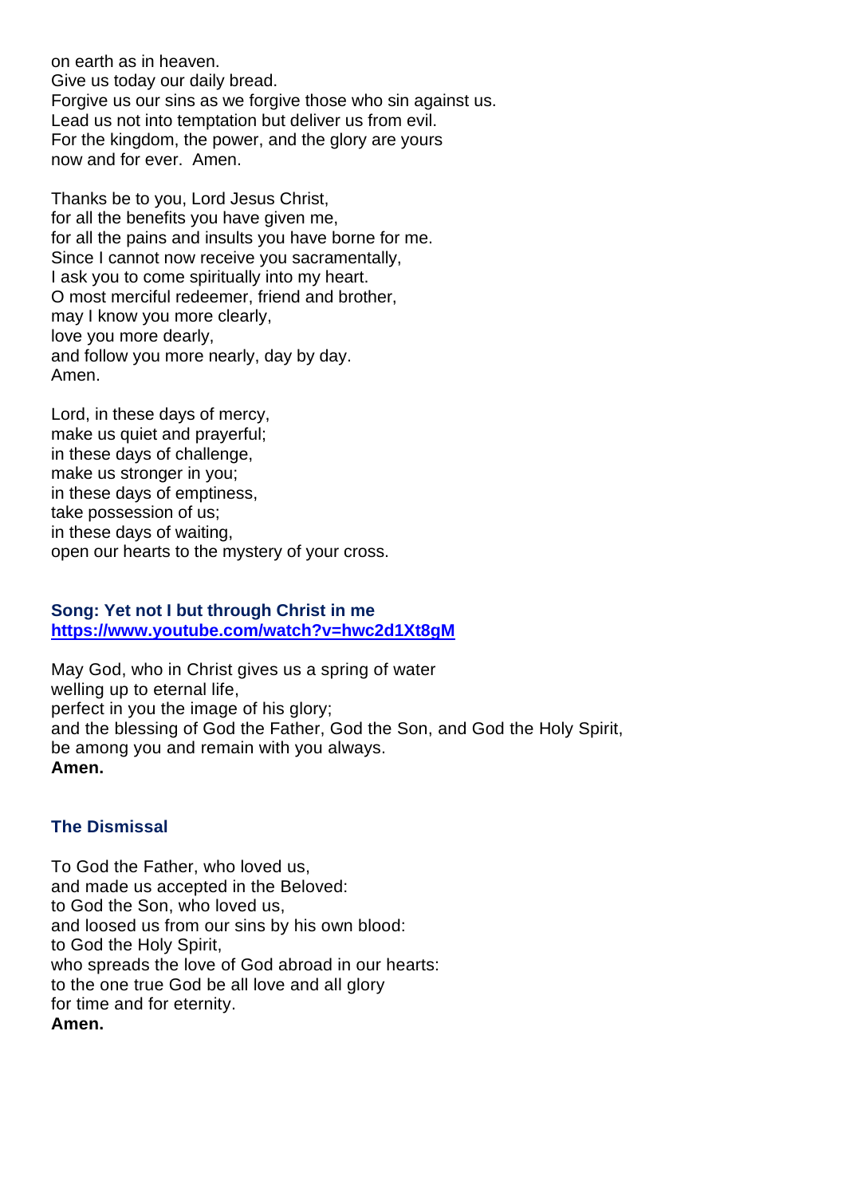on earth as in heaven.
Give us today our daily bread.
Forgive us our sins as we forgive those who sin against us.
Lead us not into temptation but deliver us from evil.
For the kingdom, the power, and the glory are yours
now and for ever. Amen.

Thanks be to you, Lord Jesus Christ,
for all the benefits you have given me,
for all the pains and insults you have borne for me.
Since I cannot now receive you sacramentally,
I ask you to come spiritually into my heart.
O most merciful redeemer, friend and brother,
may I know you more clearly,
love you more dearly,
and follow you more nearly, day by day.
Amen.

Lord, in these days of mercy,
make us quiet and prayerful;
in these days of challenge,
make us stronger in you;
in these days of emptiness,
take possession of us;
in these days of waiting,
open our hearts to the mystery of your cross.

**Song: Yet not I but through Christ in me**
**https://www.youtube.com/watch?v=hwc2d1Xt8gM**

May God, who in Christ gives us a spring of water
welling up to eternal life,
perfect in you the image of his glory;
and the blessing of God the Father, God the Son, and God the Holy Spirit,
be among you and remain with you always.
**Amen.**

### The Dismissal

To God the Father, who loved us,
and made us accepted in the Beloved:
to God the Son, who loved us,
and loosed us from our sins by his own blood:
to God the Holy Spirit,
who spreads the love of God abroad in our hearts:
to the one true God be all love and all glory
for time and for eternity.
**Amen.**